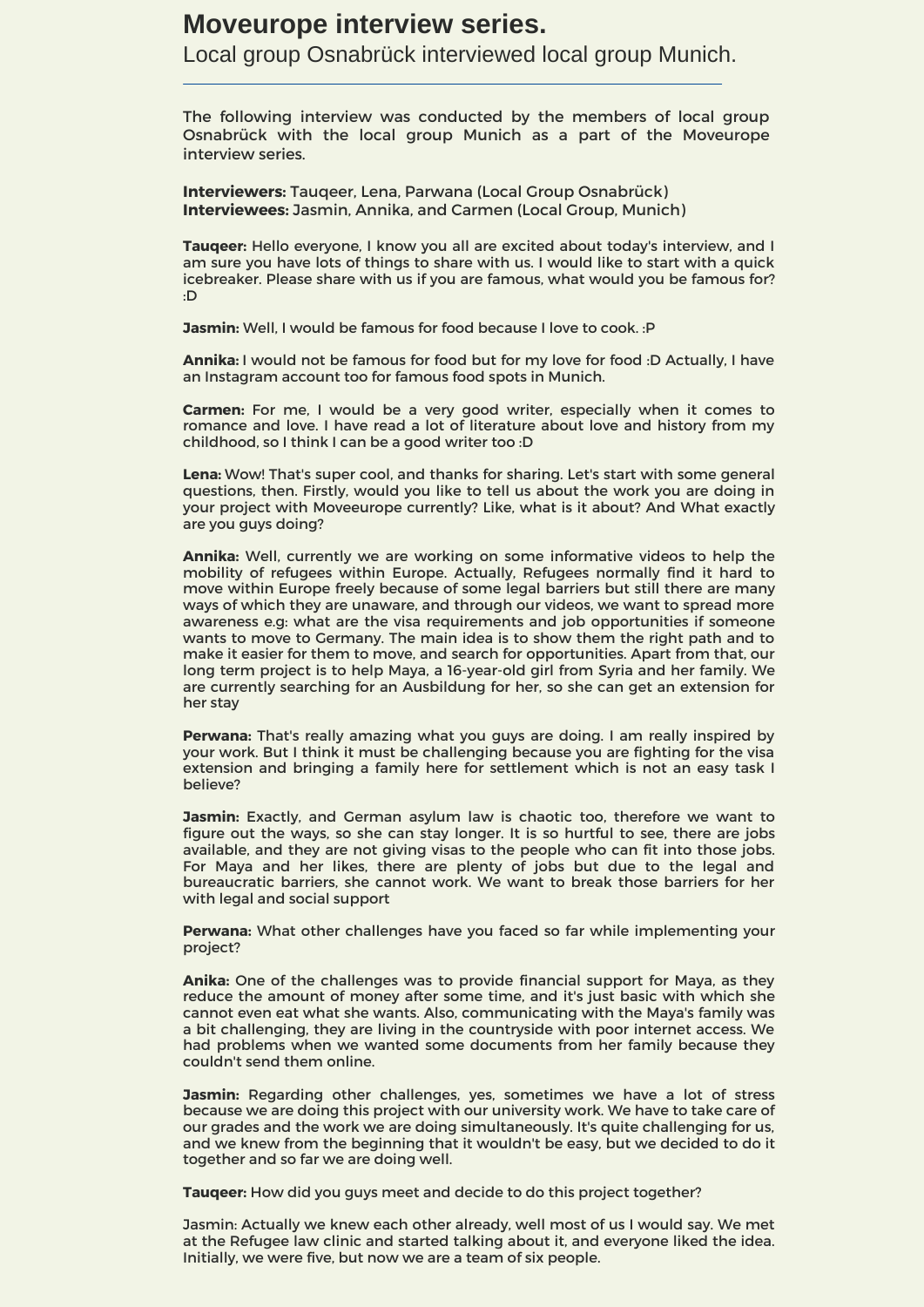# Moveurope interview series.

## Local group Osnabrück interviewed local group Munich.

The following interview was conducted by the members of local group Osnabrück with the local group Munich as a part of the Moveurope interview series.

**Interviewers:** Tauqeer, Lena, Parwana (Local Group Osnabrück)
**Interviewees:** Jasmin, Annika, and Carmen (Local Group, Munich)

**Tauqeer:** Hello everyone, I know you all are excited about today's interview, and I am sure you have lots of things to share with us. I would like to start with a quick icebreaker. Please share with us if you are famous, what would you be famous for? :D

**Jasmin:** Well, I would be famous for food because I love to cook. :P

**Annika:** I would not be famous for food but for my love for food :D Actually, I have an Instagram account too for famous food spots in Munich.

**Carmen:** For me, I would be a very good writer, especially when it comes to romance and love. I have read a lot of literature about love and history from my childhood, so I think I can be a good writer too :D

**Lena:** Wow! That's super cool, and thanks for sharing. Let's start with some general questions, then. Firstly, would you like to tell us about the work you are doing in your project with Moveeurope currently? Like, what is it about? And What exactly are you guys doing?

**Annika:** Well, currently we are working on some informative videos to help the mobility of refugees within Europe. Actually, Refugees normally find it hard to move within Europe freely because of some legal barriers but still there are many ways of which they are unaware, and through our videos, we want to spread more awareness e.g: what are the visa requirements and job opportunities if someone wants to move to Germany. The main idea is to show them the right path and to make it easier for them to move, and search for opportunities. Apart from that, our long term project is to help Maya, a 16-year-old girl from Syria and her family. We are currently searching for an Ausbildung for her, so she can get an extension for her stay

**Perwana:** That's really amazing what you guys are doing. I am really inspired by your work. But I think it must be challenging because you are fighting for the visa extension and bringing a family here for settlement which is not an easy task I believe?

**Jasmin:** Exactly, and German asylum law is chaotic too, therefore we want to figure out the ways, so she can stay longer. It is so hurtful to see, there are jobs available, and they are not giving visas to the people who can fit into those jobs. For Maya and her likes, there are plenty of jobs but due to the legal and bureaucratic barriers, she cannot work. We want to break those barriers for her with legal and social support

**Perwana:** What other challenges have you faced so far while implementing your project?

**Anika:** One of the challenges was to provide financial support for Maya, as they reduce the amount of money after some time, and it's just basic with which she cannot even eat what she wants. Also, communicating with the Maya's family was a bit challenging, they are living in the countryside with poor internet access. We had problems when we wanted some documents from her family because they couldn't send them online.

**Jasmin:** Regarding other challenges, yes, sometimes we have a lot of stress because we are doing this project with our university work. We have to take care of our grades and the work we are doing simultaneously. It's quite challenging for us, and we knew from the beginning that it wouldn't be easy, but we decided to do it together and so far we are doing well.

**Tauqeer:** How did you guys meet and decide to do this project together?

Jasmin: Actually we knew each other already, well most of us I would say. We met at the Refugee law clinic and started talking about it, and everyone liked the idea. Initially, we were five, but now we are a team of six people.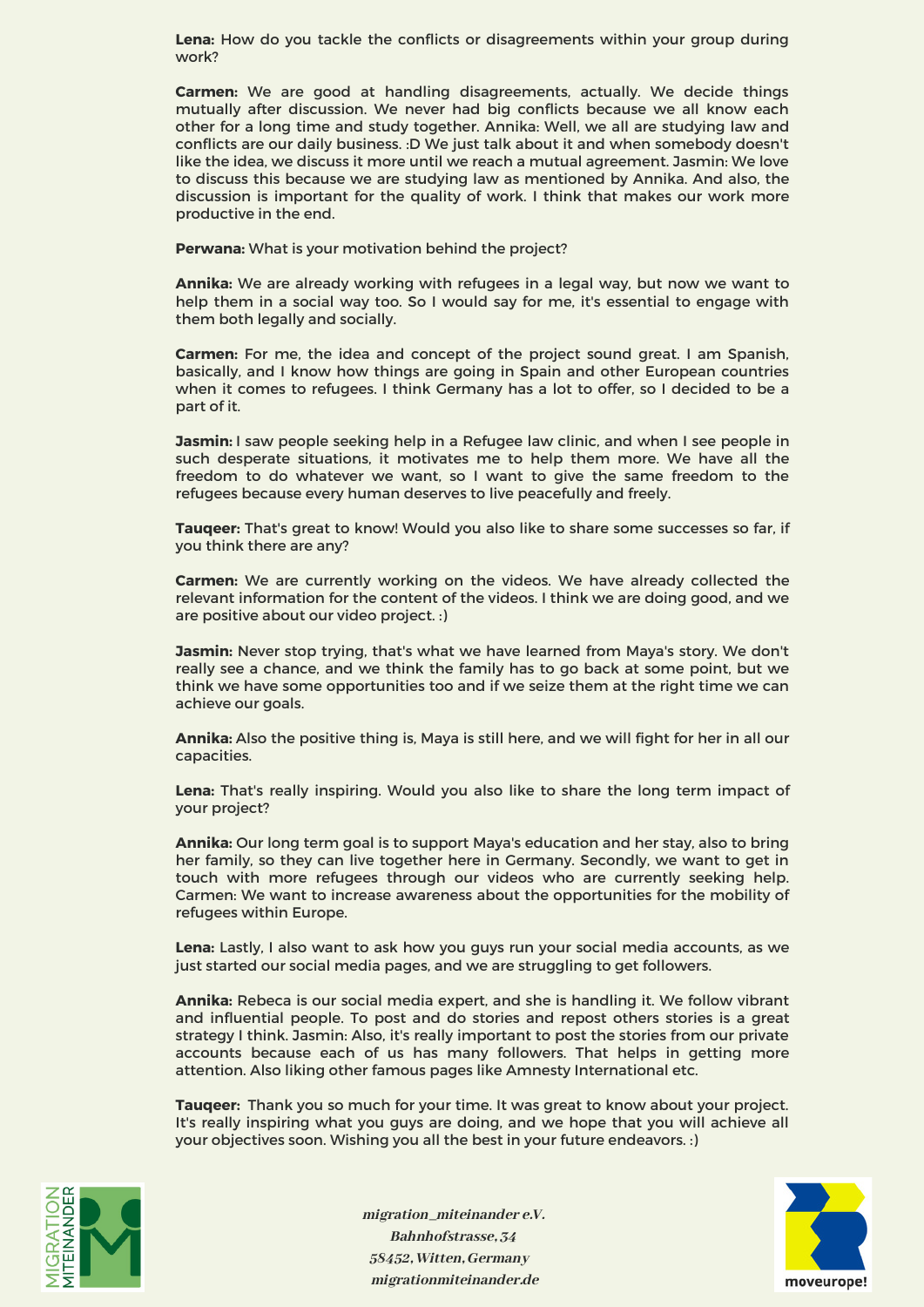**Lena:** How do you tackle the conflicts or disagreements within your group during work?

**Carmen:** We are good at handling disagreements, actually. We decide things mutually after discussion. We never had big conflicts because we all know each other for a long time and study together. Annika: Well, we all are studying law and conflicts are our daily business. :D We just talk about it and when somebody doesn't like the idea, we discuss it more until we reach a mutual agreement. Jasmin: We love to discuss this because we are studying law as mentioned by Annika. And also, the discussion is important for the quality of work. I think that makes our work more productive in the end.

**Perwana:** What is your motivation behind the project?

**Annika:** We are already working with refugees in a legal way, but now we want to help them in a social way too. So I would say for me, it's essential to engage with them both legally and socially.

**Carmen:** For me, the idea and concept of the project sound great. I am Spanish, basically, and I know how things are going in Spain and other European countries when it comes to refugees. I think Germany has a lot to offer, so I decided to be a part of it.

**Jasmin:** I saw people seeking help in a Refugee law clinic, and when I see people in such desperate situations, it motivates me to help them more. We have all the freedom to do whatever we want, so I want to give the same freedom to the refugees because every human deserves to live peacefully and freely.

**Tauqeer:** That's great to know! Would you also like to share some successes so far, if you think there are any?

**Carmen:** We are currently working on the videos. We have already collected the relevant information for the content of the videos. I think we are doing good, and we are positive about our video project. :)

**Jasmin:** Never stop trying, that's what we have learned from Maya's story. We don't really see a chance, and we think the family has to go back at some point, but we think we have some opportunities too and if we seize them at the right time we can achieve our goals.

**Annika:** Also the positive thing is, Maya is still here, and we will fight for her in all our capacities.

**Lena:** That's really inspiring. Would you also like to share the long term impact of your project?

**Annika:** Our long term goal is to support Maya's education and her stay, also to bring her family, so they can live together here in Germany. Secondly, we want to get in touch with more refugees through our videos who are currently seeking help. Carmen: We want to increase awareness about the opportunities for the mobility of refugees within Europe.

**Lena:** Lastly, I also want to ask how you guys run your social media accounts, as we just started our social media pages, and we are struggling to get followers.

**Annika:** Rebeca is our social media expert, and she is handling it. We follow vibrant and influential people. To post and do stories and repost others stories is a great strategy I think. Jasmin: Also, it's really important to post the stories from our private accounts because each of us has many followers. That helps in getting more attention. Also liking other famous pages like Amnesty International etc.

**Tauqeer:** Thank you so much for your time. It was great to know about your project. It's really inspiring what you guys are doing, and we hope that you will achieve all your objectives soon. Wishing you all the best in your future endeavors. :)

*migration_miteinander e.V.*
*Bahnhofstrasse, 34*
*58452, Witten, Germany*
*migrationmiteinander.de*